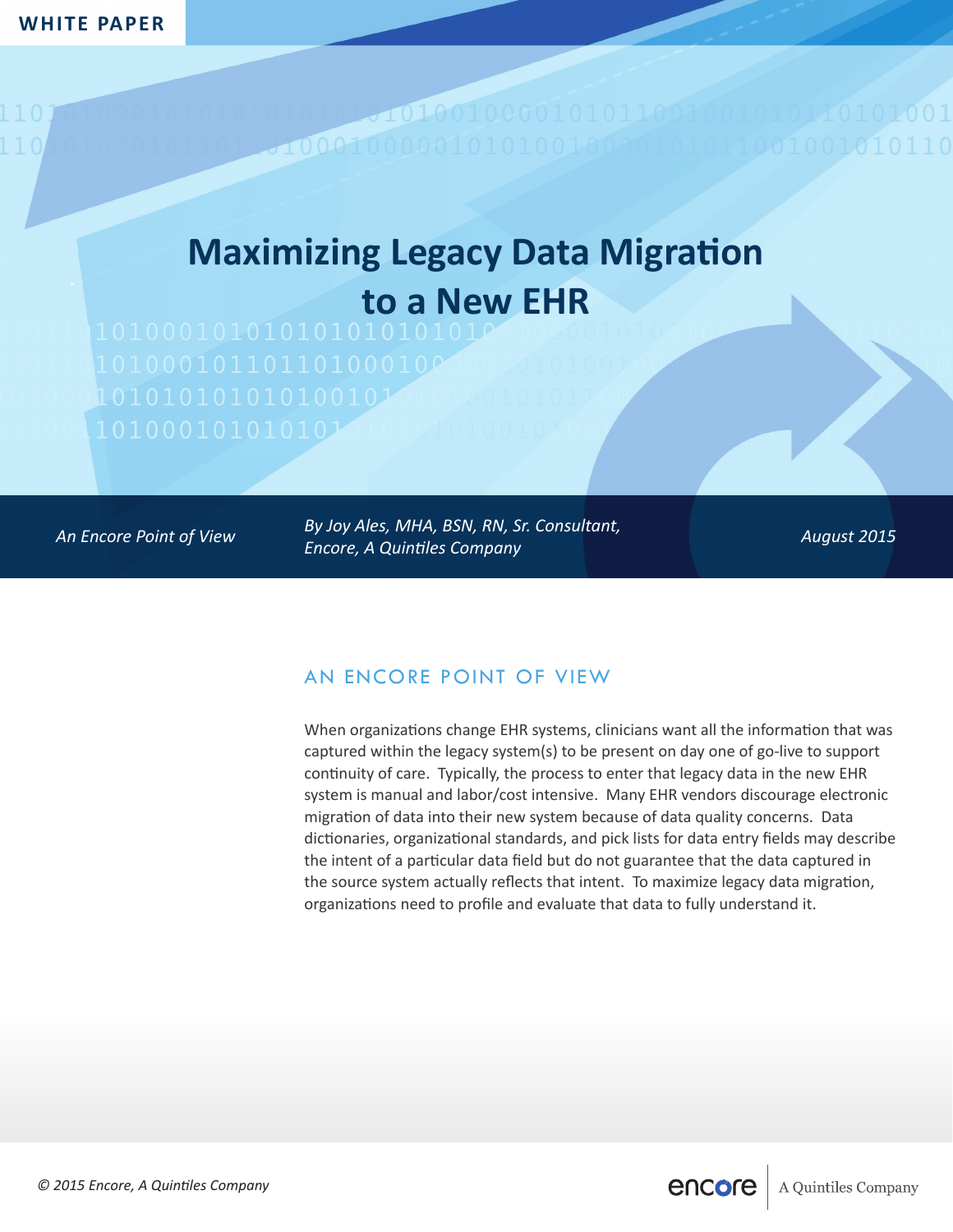WHITE PAPER

# Maximizing Legacy Data Migration to a New EHR

*An Encore Point of View*

*By Joy Ales, MHA, BSN, RN, Sr. Consultant, Encore, A Quintiles Company*

*August 2015*

## AN ENCORE POINT OF VIEW

When organizations change EHR systems, clinicians want all the information that was captured within the legacy system(s) to be present on day one of go-live to support continuity of care. Typically, the process to enter that legacy data in the new EHR system is manual and labor/cost intensive. Many EHR vendors discourage electronic migration of data into their new system because of data quality concerns. Data dictionaries, organizational standards, and pick lists for data entry fields may describe the intent of a particular data field but do not guarantee that the data captured in the source system actually reflects that intent. To maximize legacy data migration, organizations need to profile and evaluate that data to fully understand it.

*© 2015 Encore, A Quintiles Company*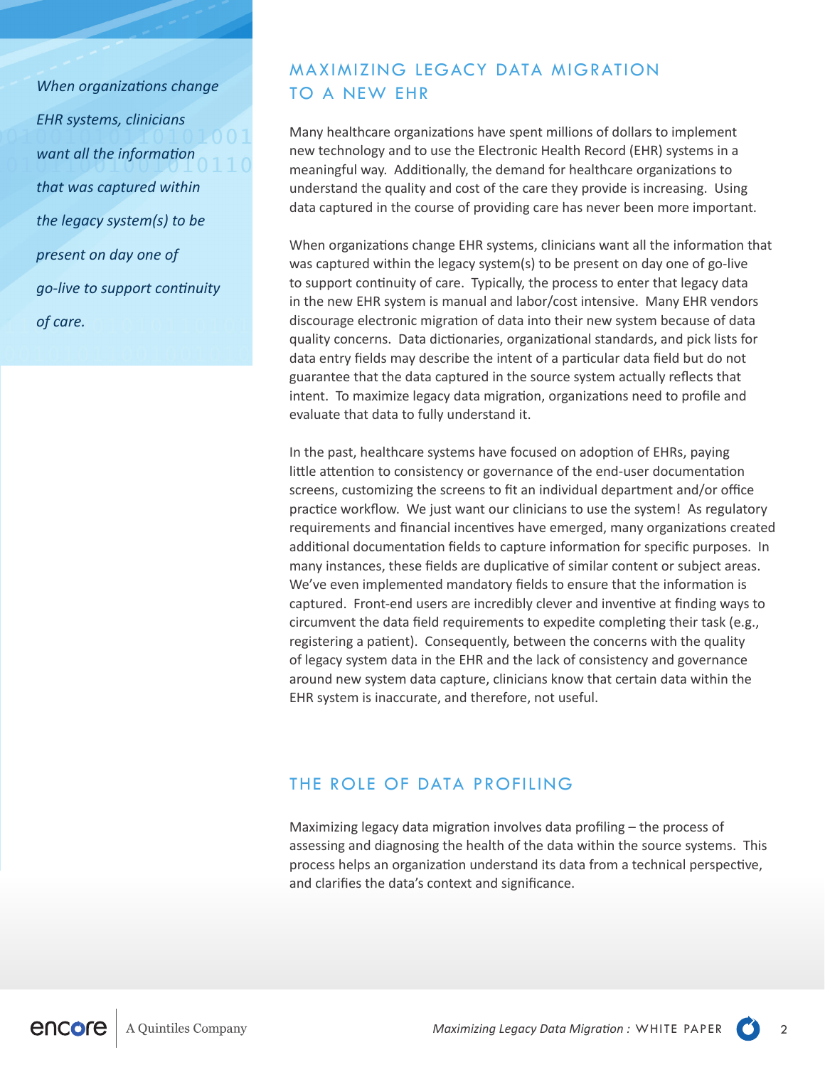*When organizations change EHR systems, clinicians want all the information that was captured within the legacy system(s) to be present on day one of go-live to support continuity of care.*

## MAXIMIZING LEGACY DATA MIGRATION TO A NEW EHR

Many healthcare organizations have spent millions of dollars to implement new technology and to use the Electronic Health Record (EHR) systems in a meaningful way. Additionally, the demand for healthcare organizations to understand the quality and cost of the care they provide is increasing. Using data captured in the course of providing care has never been more important.

When organizations change EHR systems, clinicians want all the information that was captured within the legacy system(s) to be present on day one of go-live to support continuity of care. Typically, the process to enter that legacy data in the new EHR system is manual and labor/cost intensive. Many EHR vendors discourage electronic migration of data into their new system because of data quality concerns. Data dictionaries, organizational standards, and pick lists for data entry fields may describe the intent of a particular data field but do not guarantee that the data captured in the source system actually reflects that intent. To maximize legacy data migration, organizations need to profile and evaluate that data to fully understand it.

In the past, healthcare systems have focused on adoption of EHRs, paying little attention to consistency or governance of the end-user documentation screens, customizing the screens to fit an individual department and/or office practice workflow. We just want our clinicians to use the system! As regulatory requirements and financial incentives have emerged, many organizations created additional documentation fields to capture information for specific purposes. In many instances, these fields are duplicative of similar content or subject areas. We've even implemented mandatory fields to ensure that the information is captured. Front-end users are incredibly clever and inventive at finding ways to circumvent the data field requirements to expedite completing their task (e.g., registering a patient). Consequently, between the concerns with the quality of legacy system data in the EHR and the lack of consistency and governance around new system data capture, clinicians know that certain data within the EHR system is inaccurate, and therefore, not useful.

## THE ROLE OF DATA PROFILING

Maximizing legacy data migration involves data profiling – the process of assessing and diagnosing the health of the data within the source systems. This process helps an organization understand its data from a technical perspective, and clarifies the data's context and significance.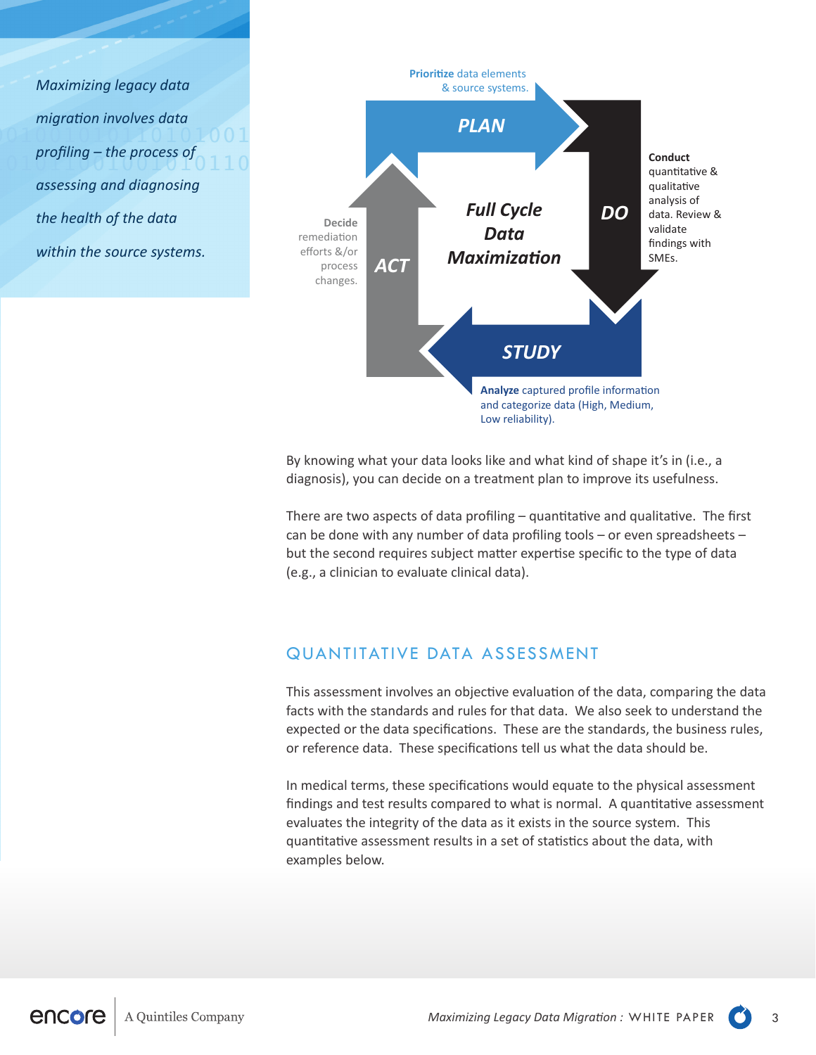*Maximizing legacy data migration involves data profiling – the process of assessing and diagnosing the health of the data within the source systems.*

**Prioritize** data elements & source systems.

PLAN

**Conduct** quantitative & qualitative analysis of data. Review & validate findings with SMEs.

DO

Full Cycle Data Maximization

**Decide** remediation efforts &/or process changes.

ACT

STUDY

**Analyze** captured profile information and categorize data (High, Medium, Low reliability).

By knowing what your data looks like and what kind of shape it's in (i.e., a diagnosis), you can decide on a treatment plan to improve its usefulness.

There are two aspects of data profiling – quantitative and qualitative. The first can be done with any number of data profiling tools – or even spreadsheets – but the second requires subject matter expertise specific to the type of data (e.g., a clinician to evaluate clinical data).

## QUANTITATIVE DATA ASSESSMENT

This assessment involves an objective evaluation of the data, comparing the data facts with the standards and rules for that data. We also seek to understand the expected or the data specifications. These are the standards, the business rules, or reference data. These specifications tell us what the data should be.

In medical terms, these specifications would equate to the physical assessment findings and test results compared to what is normal. A quantitative assessment evaluates the integrity of the data as it exists in the source system. This quantitative assessment results in a set of statistics about the data, with examples below.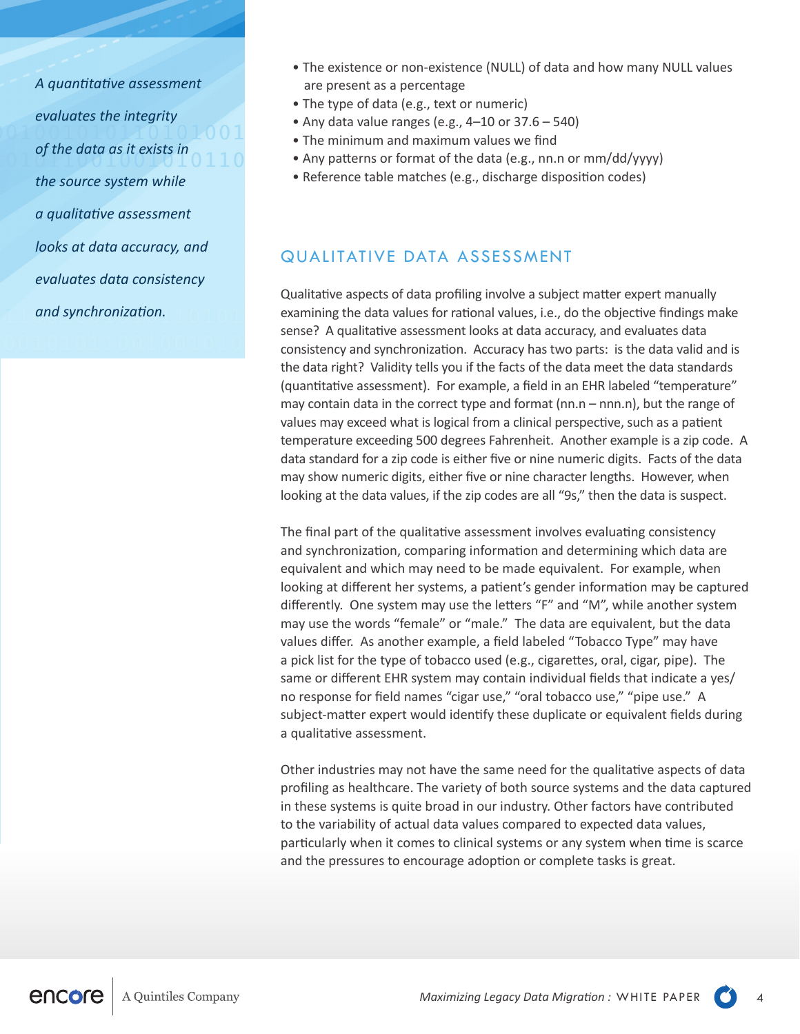*A quantitative assessment evaluates the integrity of the data as it exists in the source system while a qualitative assessment looks at data accuracy, and evaluates data consistency and synchronization.*

- The existence or non-existence (NULL) of data and how many NULL values are present as a percentage
- The type of data (e.g., text or numeric)
- Any data value ranges (e.g., 4–10 or 37.6 – 540)
- The minimum and maximum values we find
- Any patterns or format of the data (e.g., nn.n or mm/dd/yyyy)
- Reference table matches (e.g., discharge disposition codes)

## QUALITATIVE DATA ASSESSMENT

Qualitative aspects of data profiling involve a subject matter expert manually examining the data values for rational values, i.e., do the objective findings make sense? A qualitative assessment looks at data accuracy, and evaluates data consistency and synchronization. Accuracy has two parts: is the data valid and is the data right? Validity tells you if the facts of the data meet the data standards (quantitative assessment). For example, a field in an EHR labeled "temperature" may contain data in the correct type and format (nn.n – nnn.n), but the range of values may exceed what is logical from a clinical perspective, such as a patient temperature exceeding 500 degrees Fahrenheit. Another example is a zip code. A data standard for a zip code is either five or nine numeric digits. Facts of the data may show numeric digits, either five or nine character lengths. However, when looking at the data values, if the zip codes are all "9s," then the data is suspect.

The final part of the qualitative assessment involves evaluating consistency and synchronization, comparing information and determining which data are equivalent and which may need to be made equivalent. For example, when looking at different her systems, a patient's gender information may be captured differently. One system may use the letters "F" and "M", while another system may use the words "female" or "male." The data are equivalent, but the data values differ. As another example, a field labeled "Tobacco Type" may have a pick list for the type of tobacco used (e.g., cigarettes, oral, cigar, pipe). The same or different EHR system may contain individual fields that indicate a yes/no response for field names "cigar use," "oral tobacco use," "pipe use." A subject-matter expert would identify these duplicate or equivalent fields during a qualitative assessment.

Other industries may not have the same need for the qualitative aspects of data profiling as healthcare. The variety of both source systems and the data captured in these systems is quite broad in our industry. Other factors have contributed to the variability of actual data values compared to expected data values, particularly when it comes to clinical systems or any system when time is scarce and the pressures to encourage adoption or complete tasks is great.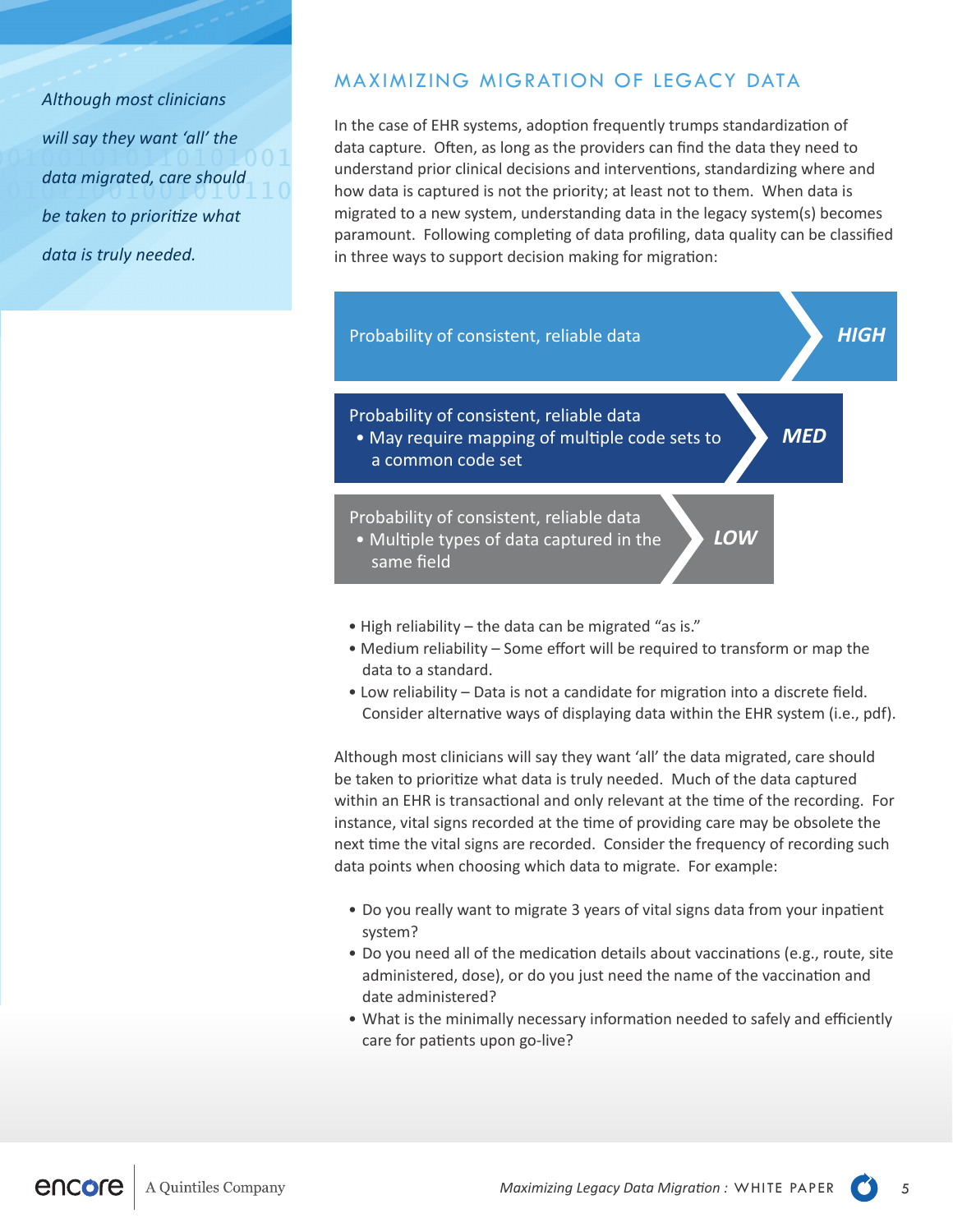*Although most clinicians will say they want 'all' the data migrated, care should be taken to prioritize what data is truly needed.*

## MAXIMIZING MIGRATION OF LEGACY DATA

In the case of EHR systems, adoption frequently trumps standardization of data capture. Often, as long as the providers can find the data they need to understand prior clinical decisions and interventions, standardizing where and how data is captured is not the priority; at least not to them. When data is migrated to a new system, understanding data in the legacy system(s) becomes paramount. Following completing of data profiling, data quality can be classified in three ways to support decision making for migration:

Probability of consistent, reliable data

***HIGH***

Probability of consistent, reliable data
- May require mapping of multiple code sets to a common code set

***MED***

Probability of consistent, reliable data
- Multiple types of data captured in the same field

***LOW***

- High reliability – the data can be migrated "as is."
- Medium reliability – Some effort will be required to transform or map the data to a standard.
- Low reliability – Data is not a candidate for migration into a discrete field. Consider alternative ways of displaying data within the EHR system (i.e., pdf).

Although most clinicians will say they want 'all' the data migrated, care should be taken to prioritize what data is truly needed. Much of the data captured within an EHR is transactional and only relevant at the time of the recording. For instance, vital signs recorded at the time of providing care may be obsolete the next time the vital signs are recorded. Consider the frequency of recording such data points when choosing which data to migrate. For example:

- Do you really want to migrate 3 years of vital signs data from your inpatient system?
- Do you need all of the medication details about vaccinations (e.g., route, site administered, dose), or do you just need the name of the vaccination and date administered?
- What is the minimally necessary information needed to safely and efficiently care for patients upon go-live?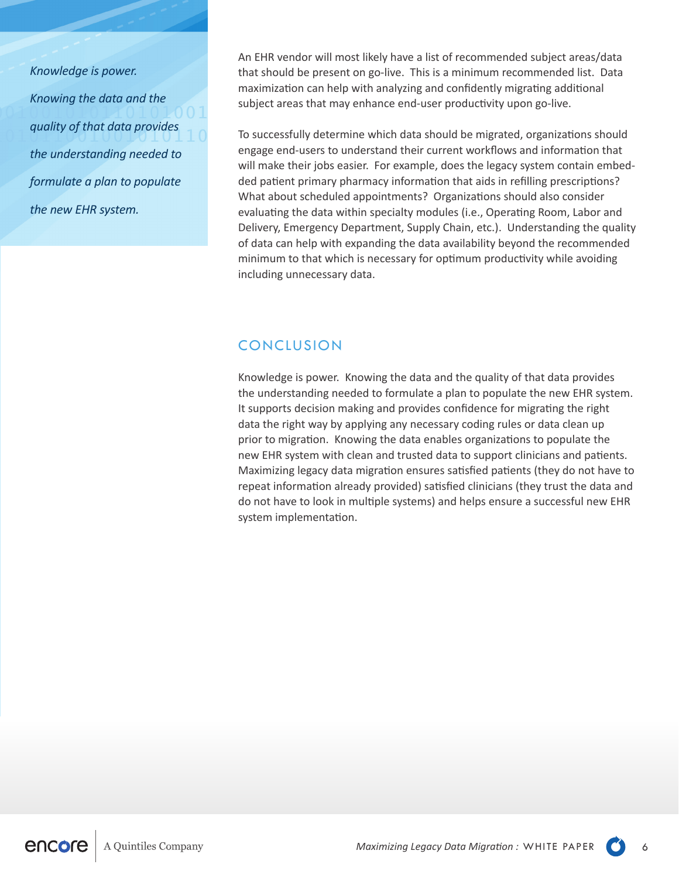*Knowledge is power.*

*Knowing the data and the quality of that data provides the understanding needed to formulate a plan to populate the new EHR system.*

An EHR vendor will most likely have a list of recommended subject areas/data that should be present on go-live. This is a minimum recommended list. Data maximization can help with analyzing and confidently migrating additional subject areas that may enhance end-user productivity upon go-live.

To successfully determine which data should be migrated, organizations should engage end-users to understand their current workflows and information that will make their jobs easier. For example, does the legacy system contain embedded patient primary pharmacy information that aids in refilling prescriptions? What about scheduled appointments? Organizations should also consider evaluating the data within specialty modules (i.e., Operating Room, Labor and Delivery, Emergency Department, Supply Chain, etc.). Understanding the quality of data can help with expanding the data availability beyond the recommended minimum to that which is necessary for optimum productivity while avoiding including unnecessary data.

## CONCLUSION

Knowledge is power. Knowing the data and the quality of that data provides the understanding needed to formulate a plan to populate the new EHR system. It supports decision making and provides confidence for migrating the right data the right way by applying any necessary coding rules or data clean up prior to migration. Knowing the data enables organizations to populate the new EHR system with clean and trusted data to support clinicians and patients. Maximizing legacy data migration ensures satisfied patients (they do not have to repeat information already provided) satisfied clinicians (they trust the data and do not have to look in multiple systems) and helps ensure a successful new EHR system implementation.